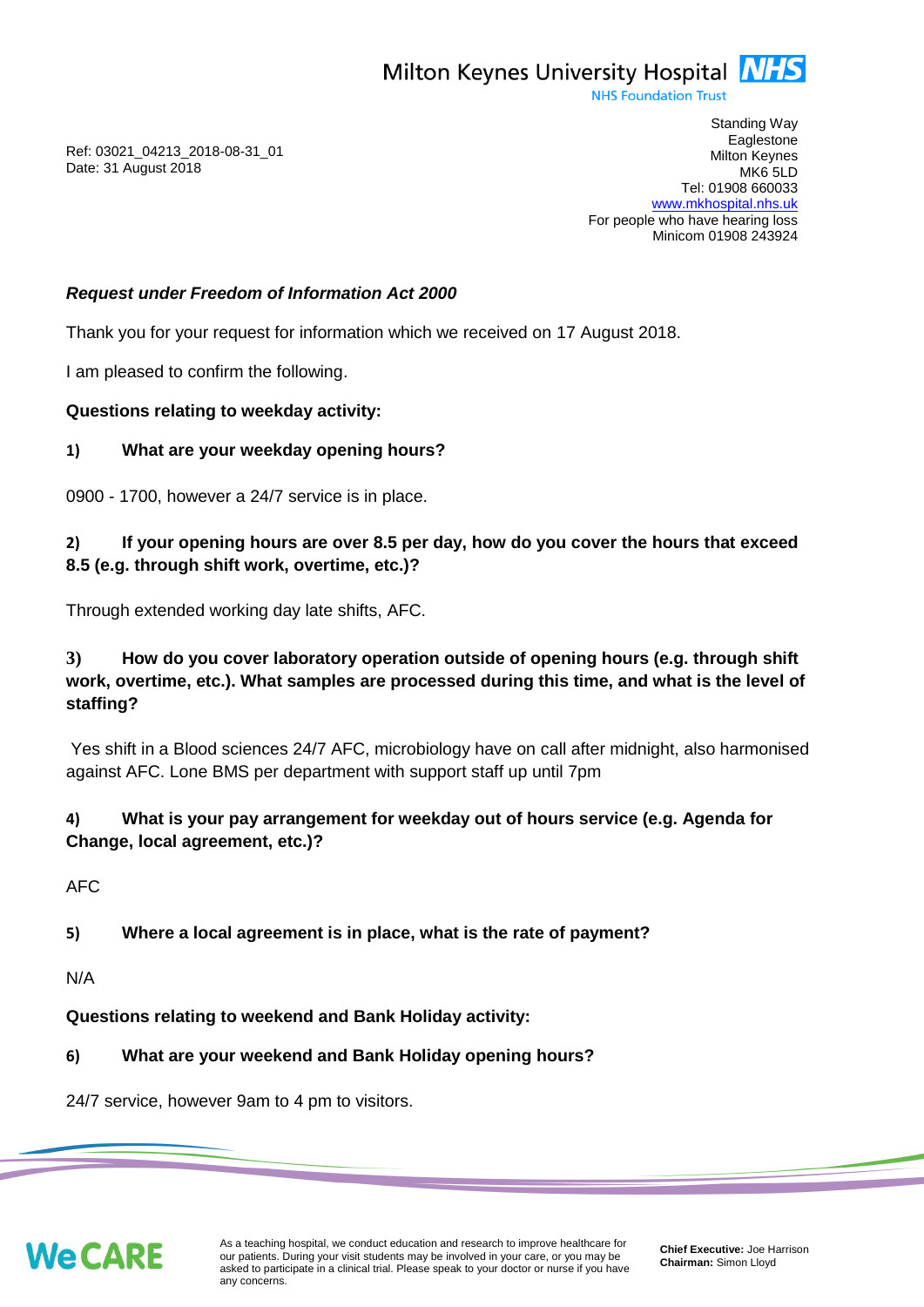Milton Keynes University Hospital NHS
NHS Foundation Trust

Standing Way
Eaglestone
Milton Keynes
MK6 5LD
Tel: 01908 660033
www.mkhospital.nhs.uk
For people who have hearing loss
Minicom 01908 243924

Ref: 03021_04213_2018-08-31_01
Date: 31 August 2018

***Request under Freedom of Information Act 2000***

Thank you for your request for information which we received on 17 August 2018.

I am pleased to confirm the following.

**Questions relating to weekday activity:**

**1) What are your weekday opening hours?**

0900 - 1700, however a 24/7 service is in place.

**2) If your opening hours are over 8.5 per day, how do you cover the hours that exceed 8.5 (e.g. through shift work, overtime, etc.)?**

Through extended working day late shifts, AFC.

**3) How do you cover laboratory operation outside of opening hours (e.g. through shift work, overtime, etc.). What samples are processed during this time, and what is the level of staffing?**

Yes shift in a Blood sciences 24/7 AFC, microbiology have on call after midnight, also harmonised against AFC. Lone BMS per department with support staff up until 7pm

**4) What is your pay arrangement for weekday out of hours service (e.g. Agenda for Change, local agreement, etc.)?**

AFC

**5) Where a local agreement is in place, what is the rate of payment?**

N/A

**Questions relating to weekend and Bank Holiday activity:**

**6) What are your weekend and Bank Holiday opening hours?**

24/7 service, however 9am to 4 pm to visitors.

WeCARE

As a teaching hospital, we conduct education and research to improve healthcare for our patients. During your visit students may be involved in your care, or you may be asked to participate in a clinical trial. Please speak to your doctor or nurse if you have any concerns.

**Chief Executive:** Joe Harrison
**Chairman:** Simon Lloyd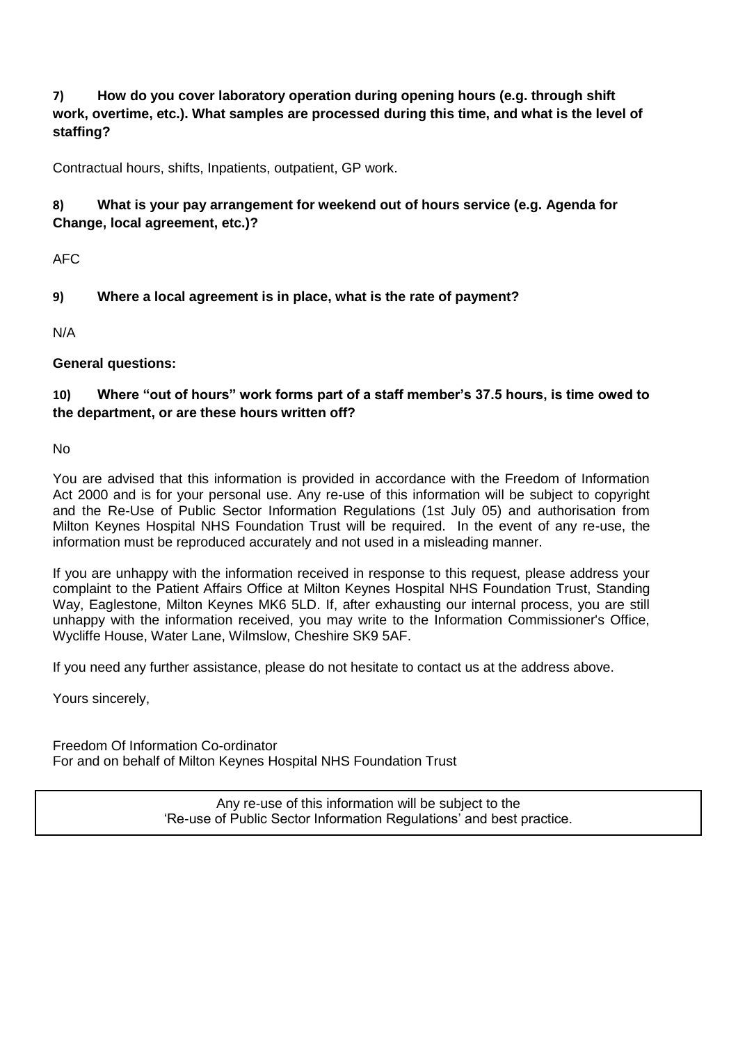**7) How do you cover laboratory operation during opening hours (e.g. through shift work, overtime, etc.). What samples are processed during this time, and what is the level of staffing?**

Contractual hours, shifts, Inpatients, outpatient, GP work.

**8) What is your pay arrangement for weekend out of hours service (e.g. Agenda for Change, local agreement, etc.)?**

AFC

**9) Where a local agreement is in place, what is the rate of payment?**

N/A

**General questions:**

**10) Where "out of hours" work forms part of a staff member's 37.5 hours, is time owed to the department, or are these hours written off?**

No

You are advised that this information is provided in accordance with the Freedom of Information Act 2000 and is for your personal use. Any re-use of this information will be subject to copyright and the Re-Use of Public Sector Information Regulations (1st July 05) and authorisation from Milton Keynes Hospital NHS Foundation Trust will be required. In the event of any re-use, the information must be reproduced accurately and not used in a misleading manner.

If you are unhappy with the information received in response to this request, please address your complaint to the Patient Affairs Office at Milton Keynes Hospital NHS Foundation Trust, Standing Way, Eaglestone, Milton Keynes MK6 5LD. If, after exhausting our internal process, you are still unhappy with the information received, you may write to the Information Commissioner's Office, Wycliffe House, Water Lane, Wilmslow, Cheshire SK9 5AF.

If you need any further assistance, please do not hesitate to contact us at the address above.

Yours sincerely,

Freedom Of Information Co-ordinator
For and on behalf of Milton Keynes Hospital NHS Foundation Trust

Any re-use of this information will be subject to the
'Re-use of Public Sector Information Regulations' and best practice.